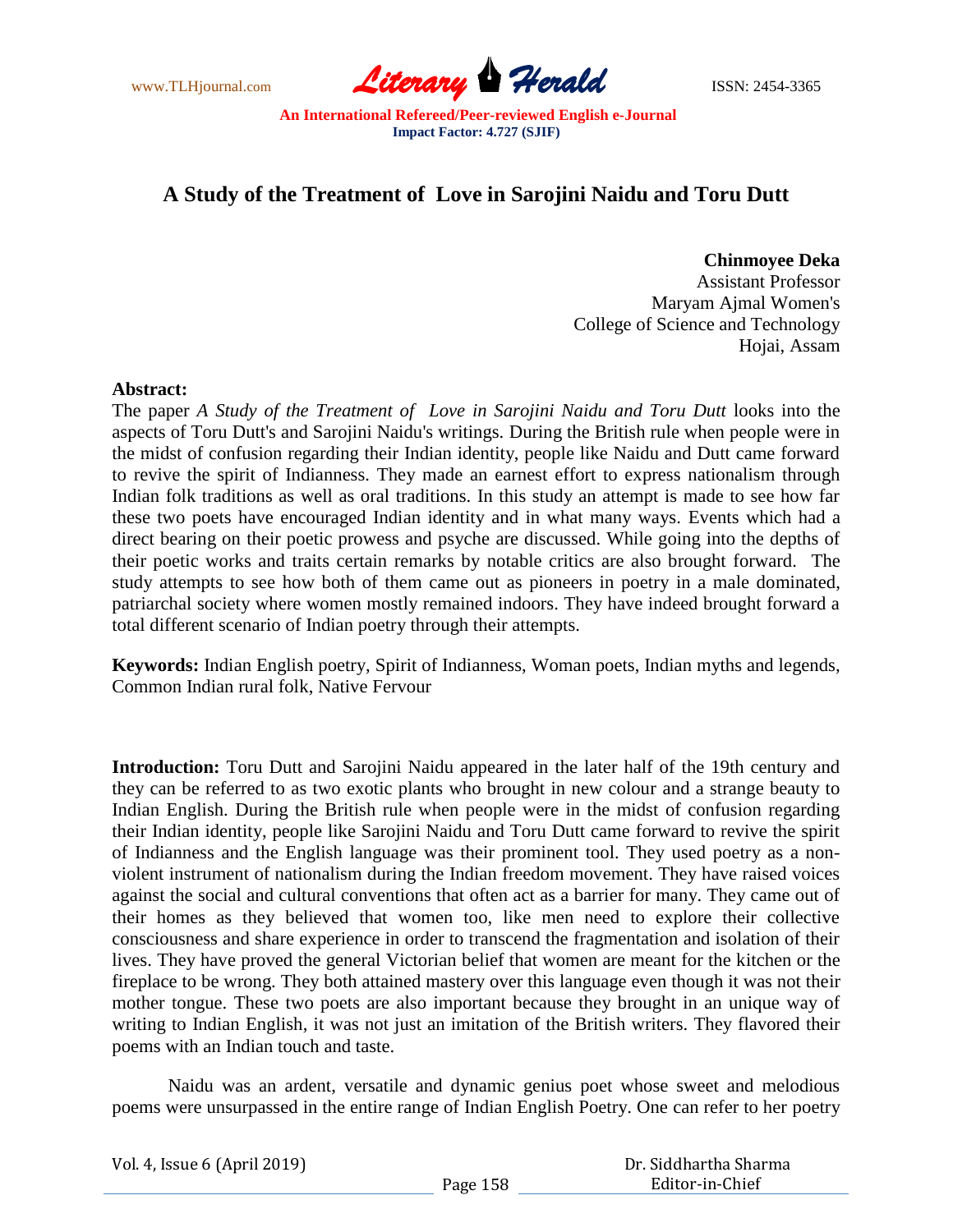# A Study of the Treatment of Love in Sarojini Naidu and Toru Dutt

**Chinmoyee Deka**
Assistant Professor
Maryam Ajmal Women's
College of Science and Technology
Hojai, Assam

**Abstract:**
The paper *A Study of the Treatment of Love in Sarojini Naidu and Toru Dutt* looks into the aspects of Toru Dutt's and Sarojini Naidu's writings. During the British rule when people were in the midst of confusion regarding their Indian identity, people like Naidu and Dutt came forward to revive the spirit of Indianness. They made an earnest effort to express nationalism through Indian folk traditions as well as oral traditions. In this study an attempt is made to see how far these two poets have encouraged Indian identity and in what many ways. Events which had a direct bearing on their poetic prowess and psyche are discussed. While going into the depths of their poetic works and traits certain remarks by notable critics are also brought forward. The study attempts to see how both of them came out as pioneers in poetry in a male dominated, patriarchal society where women mostly remained indoors. They have indeed brought forward a total different scenario of Indian poetry through their attempts.

**Keywords:** Indian English poetry, Spirit of Indianness, Woman poets, Indian myths and legends, Common Indian rural folk, Native Fervour

**Introduction:** Toru Dutt and Sarojini Naidu appeared in the later half of the 19th century and they can be referred to as two exotic plants who brought in new colour and a strange beauty to Indian English. During the British rule when people were in the midst of confusion regarding their Indian identity, people like Sarojini Naidu and Toru Dutt came forward to revive the spirit of Indianness and the English language was their prominent tool. They used poetry as a non-violent instrument of nationalism during the Indian freedom movement. They have raised voices against the social and cultural conventions that often act as a barrier for many. They came out of their homes as they believed that women too, like men need to explore their collective consciousness and share experience in order to transcend the fragmentation and isolation of their lives. They have proved the general Victorian belief that women are meant for the kitchen or the fireplace to be wrong. They both attained mastery over this language even though it was not their mother tongue. These two poets are also important because they brought in an unique way of writing to Indian English, it was not just an imitation of the British writers. They flavored their poems with an Indian touch and taste.

Naidu was an ardent, versatile and dynamic genius poet whose sweet and melodious poems were unsurpassed in the entire range of Indian English Poetry. One can refer to her poetry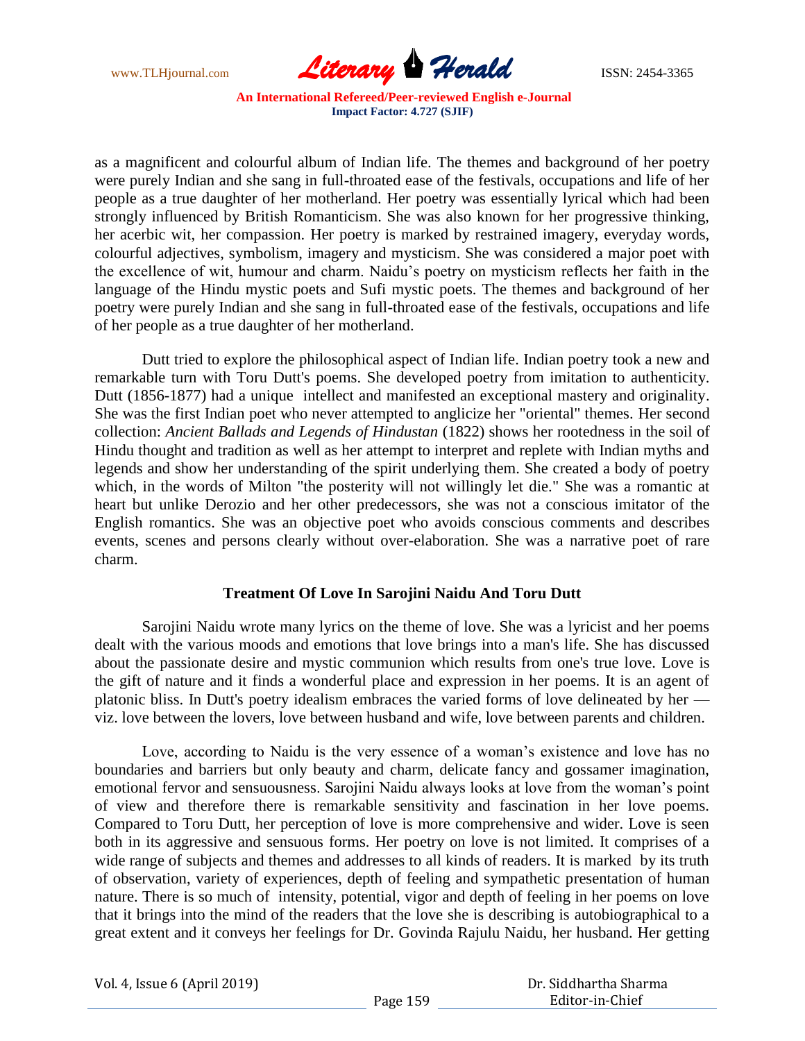as a magnificent and colourful album of Indian life. The themes and background of her poetry were purely Indian and she sang in full-throated ease of the festivals, occupations and life of her people as a true daughter of her motherland. Her poetry was essentially lyrical which had been strongly influenced by British Romanticism. She was also known for her progressive thinking, her acerbic wit, her compassion. Her poetry is marked by restrained imagery, everyday words, colourful adjectives, symbolism, imagery and mysticism. She was considered a major poet with the excellence of wit, humour and charm. Naidu's poetry on mysticism reflects her faith in the language of the Hindu mystic poets and Sufi mystic poets. The themes and background of her poetry were purely Indian and she sang in full-throated ease of the festivals, occupations and life of her people as a true daughter of her motherland.

Dutt tried to explore the philosophical aspect of Indian life. Indian poetry took a new and remarkable turn with Toru Dutt's poems. She developed poetry from imitation to authenticity. Dutt (1856-1877) had a unique intellect and manifested an exceptional mastery and originality. She was the first Indian poet who never attempted to anglicize her "oriental" themes. Her second collection: *Ancient Ballads and Legends of Hindustan* (1822) shows her rootedness in the soil of Hindu thought and tradition as well as her attempt to interpret and replete with Indian myths and legends and show her understanding of the spirit underlying them. She created a body of poetry which, in the words of Milton "the posterity will not willingly let die." She was a romantic at heart but unlike Derozio and her other predecessors, she was not a conscious imitator of the English romantics. She was an objective poet who avoids conscious comments and describes events, scenes and persons clearly without over-elaboration. She was a narrative poet of rare charm.

## Treatment Of Love In Sarojini Naidu And Toru Dutt

Sarojini Naidu wrote many lyrics on the theme of love. She was a lyricist and her poems dealt with the various moods and emotions that love brings into a man's life. She has discussed about the passionate desire and mystic communion which results from one's true love. Love is the gift of nature and it finds a wonderful place and expression in her poems. It is an agent of platonic bliss. In Dutt's poetry idealism embraces the varied forms of love delineated by her — viz. love between the lovers, love between husband and wife, love between parents and children.

Love, according to Naidu is the very essence of a woman's existence and love has no boundaries and barriers but only beauty and charm, delicate fancy and gossamer imagination, emotional fervor and sensuousness. Sarojini Naidu always looks at love from the woman's point of view and therefore there is remarkable sensitivity and fascination in her love poems. Compared to Toru Dutt, her perception of love is more comprehensive and wider. Love is seen both in its aggressive and sensuous forms. Her poetry on love is not limited. It comprises of a wide range of subjects and themes and addresses to all kinds of readers. It is marked by its truth of observation, variety of experiences, depth of feeling and sympathetic presentation of human nature. There is so much of intensity, potential, vigor and depth of feeling in her poems on love that it brings into the mind of the readers that the love she is describing is autobiographical to a great extent and it conveys her feelings for Dr. Govinda Rajulu Naidu, her husband. Her getting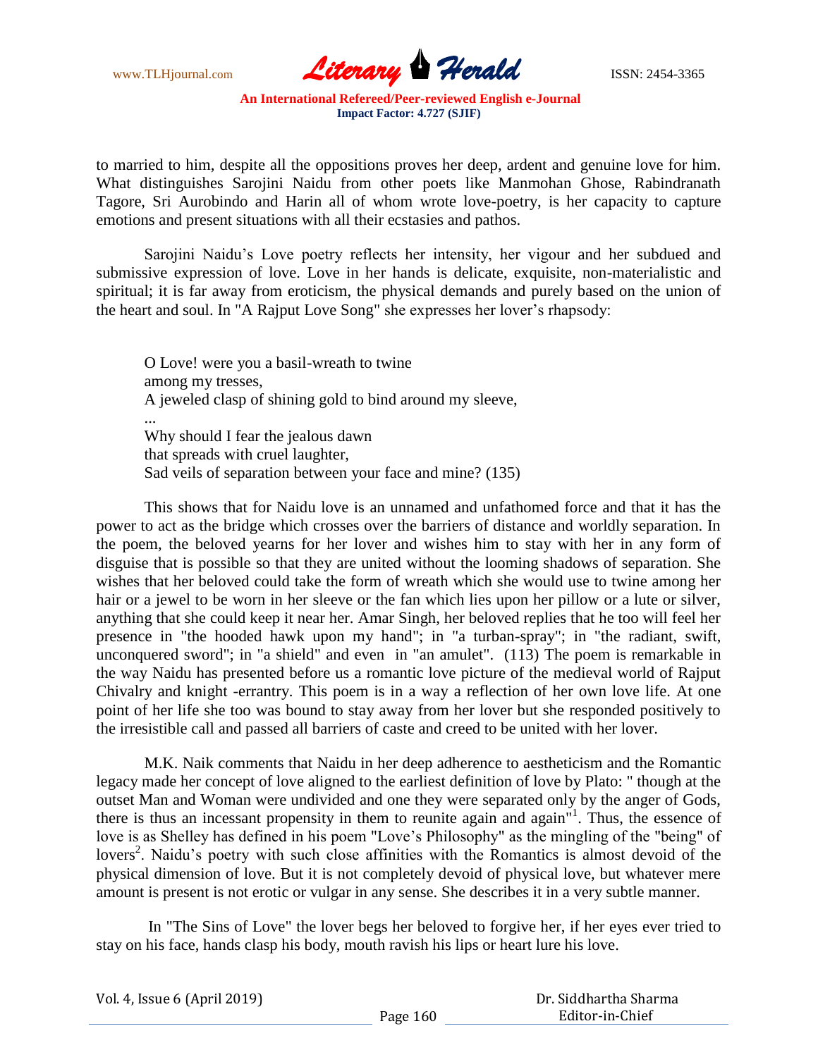to married to him, despite all the oppositions proves her deep, ardent and genuine love for him. What distinguishes Sarojini Naidu from other poets like Manmohan Ghose, Rabindranath Tagore, Sri Aurobindo and Harin all of whom wrote love-poetry, is her capacity to capture emotions and present situations with all their ecstasies and pathos.

Sarojini Naidu's Love poetry reflects her intensity, her vigour and her subdued and submissive expression of love. Love in her hands is delicate, exquisite, non-materialistic and spiritual; it is far away from eroticism, the physical demands and purely based on the union of the heart and soul. In "A Rajput Love Song" she expresses her lover's rhapsody:

> O Love! were you a basil-wreath to twine
> among my tresses,
> A jeweled clasp of shining gold to bind around my sleeve,
> ...
> Why should I fear the jealous dawn
> that spreads with cruel laughter,
> Sad veils of separation between your face and mine? (135)

This shows that for Naidu love is an unnamed and unfathomed force and that it has the power to act as the bridge which crosses over the barriers of distance and worldly separation. In the poem, the beloved yearns for her lover and wishes him to stay with her in any form of disguise that is possible so that they are united without the looming shadows of separation. She wishes that her beloved could take the form of wreath which she would use to twine among her hair or a jewel to be worn in her sleeve or the fan which lies upon her pillow or a lute or silver, anything that she could keep it near her. Amar Singh, her beloved replies that he too will feel her presence in "the hooded hawk upon my hand"; in "a turban-spray"; in "the radiant, swift, unconquered sword"; in "a shield" and even in "an amulet". (113) The poem is remarkable in the way Naidu has presented before us a romantic love picture of the medieval world of Rajput Chivalry and knight -errantry. This poem is in a way a reflection of her own love life. At one point of her life she too was bound to stay away from her lover but she responded positively to the irresistible call and passed all barriers of caste and creed to be united with her lover.

M.K. Naik comments that Naidu in her deep adherence to aestheticism and the Romantic legacy made her concept of love aligned to the earliest definition of love by Plato: " though at the outset Man and Woman were undivided and one they were separated only by the anger of Gods, there is thus an incessant propensity in them to reunite again and again"[1]. Thus, the essence of love is as Shelley has defined in his poem "Love's Philosophy" as the mingling of the "being" of lovers[2]. Naidu's poetry with such close affinities with the Romantics is almost devoid of the physical dimension of love. But it is not completely devoid of physical love, but whatever mere amount is present is not erotic or vulgar in any sense. She describes it in a very subtle manner.

In "The Sins of Love" the lover begs her beloved to forgive her, if her eyes ever tried to stay on his face, hands clasp his body, mouth ravish his lips or heart lure his love.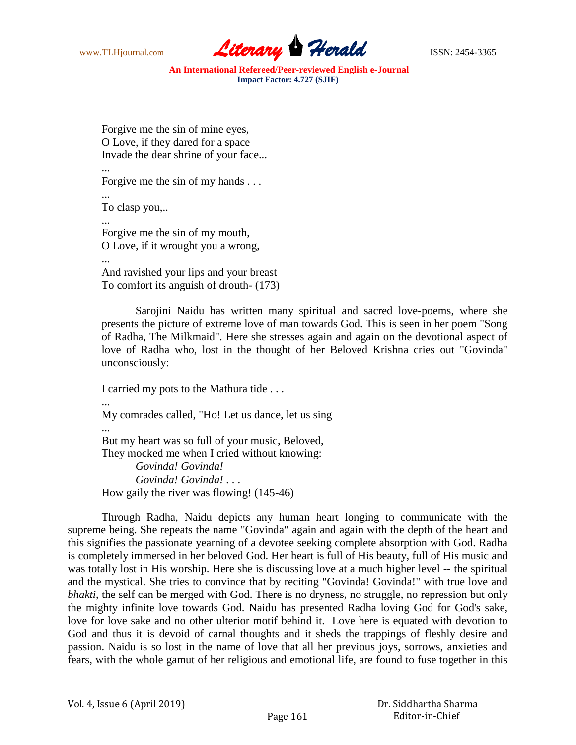Forgive me the sin of mine eyes,  
O Love, if they dared for a space  
Invade the dear shrine of your face...  
...  
Forgive me the sin of my hands . . .  
...  
To clasp you,..  
...  
Forgive me the sin of my mouth,  
O Love, if it wrought you a wrong,  
...  
And ravished your lips and your breast  
To comfort its anguish of drouth- (173)

Sarojini Naidu has written many spiritual and sacred love-poems, where she presents the picture of extreme love of man towards God. This is seen in her poem "Song of Radha, The Milkmaid". Here she stresses again and again on the devotional aspect of love of Radha who, lost in the thought of her Beloved Krishna cries out "Govinda" unconsciously:

I carried my pots to the Mathura tide . . .  
...  
My comrades called, "Ho! Let us dance, let us sing  
...  
But my heart was so full of your music, Beloved,  
They mocked me when I cried without knowing:  
*Govinda! Govinda!*  
*Govinda! Govinda!* . . .  
How gaily the river was flowing! (145-46)

Through Radha, Naidu depicts any human heart longing to communicate with the supreme being. She repeats the name "Govinda" again and again with the depth of the heart and this signifies the passionate yearning of a devotee seeking complete absorption with God. Radha is completely immersed in her beloved God. Her heart is full of His beauty, full of His music and was totally lost in His worship. Here she is discussing love at a much higher level -- the spiritual and the mystical. She tries to convince that by reciting "Govinda! Govinda!" with true love and *bhakti*, the self can be merged with God. There is no dryness, no struggle, no repression but only the mighty infinite love towards God. Naidu has presented Radha loving God for God's sake, love for love sake and no other ulterior motif behind it. Love here is equated with devotion to God and thus it is devoid of carnal thoughts and it sheds the trappings of fleshly desire and passion. Naidu is so lost in the name of love that all her previous joys, sorrows, anxieties and fears, with the whole gamut of her religious and emotional life, are found to fuse together in this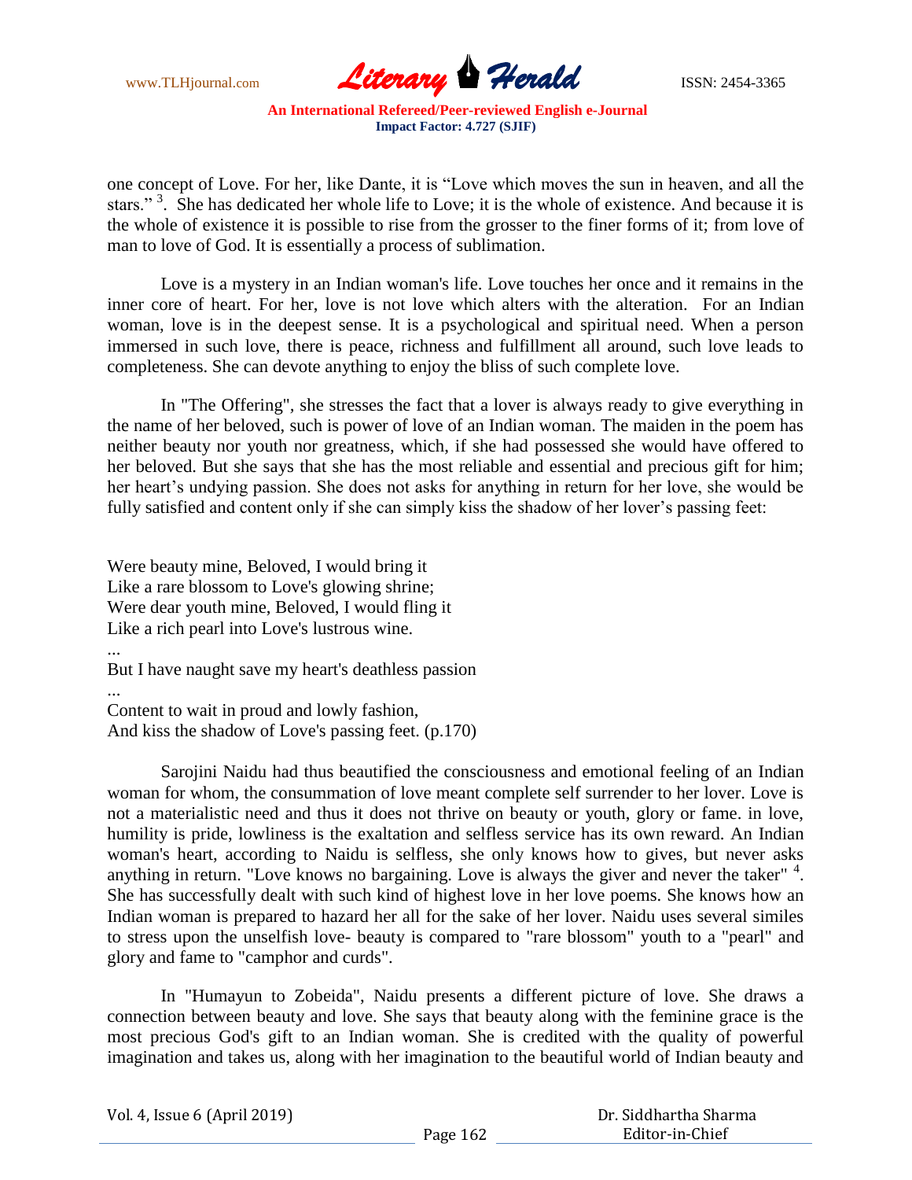one concept of Love. For her, like Dante, it is "Love which moves the sun in heaven, and all the stars." [3]. She has dedicated her whole life to Love; it is the whole of existence. And because it is the whole of existence it is possible to rise from the grosser to the finer forms of it; from love of man to love of God. It is essentially a process of sublimation.

Love is a mystery in an Indian woman's life. Love touches her once and it remains in the inner core of heart. For her, love is not love which alters with the alteration. For an Indian woman, love is in the deepest sense. It is a psychological and spiritual need. When a person immersed in such love, there is peace, richness and fulfillment all around, such love leads to completeness. She can devote anything to enjoy the bliss of such complete love.

In "The Offering", she stresses the fact that a lover is always ready to give everything in the name of her beloved, such is power of love of an Indian woman. The maiden in the poem has neither beauty nor youth nor greatness, which, if she had possessed she would have offered to her beloved. But she says that she has the most reliable and essential and precious gift for him; her heart's undying passion. She does not asks for anything in return for her love, she would be fully satisfied and content only if she can simply kiss the shadow of her lover's passing feet:

Were beauty mine, Beloved, I would bring it  
Like a rare blossom to Love's glowing shrine;  
Were dear youth mine, Beloved, I would fling it  
Like a rich pearl into Love's lustrous wine.  
...  
But I have naught save my heart's deathless passion  
...  
Content to wait in proud and lowly fashion,  
And kiss the shadow of Love's passing feet. (p.170)

Sarojini Naidu had thus beautified the consciousness and emotional feeling of an Indian woman for whom, the consummation of love meant complete self surrender to her lover. Love is not a materialistic need and thus it does not thrive on beauty or youth, glory or fame. in love, humility is pride, lowliness is the exaltation and selfless service has its own reward. An Indian woman's heart, according to Naidu is selfless, she only knows how to gives, but never asks anything in return. "Love knows no bargaining. Love is always the giver and never the taker" [4]. She has successfully dealt with such kind of highest love in her love poems. She knows how an Indian woman is prepared to hazard her all for the sake of her lover. Naidu uses several similes to stress upon the unselfish love- beauty is compared to "rare blossom" youth to a "pearl" and glory and fame to "camphor and curds".

In "Humayun to Zobeida", Naidu presents a different picture of love. She draws a connection between beauty and love. She says that beauty along with the feminine grace is the most precious God's gift to an Indian woman. She is credited with the quality of powerful imagination and takes us, along with her imagination to the beautiful world of Indian beauty and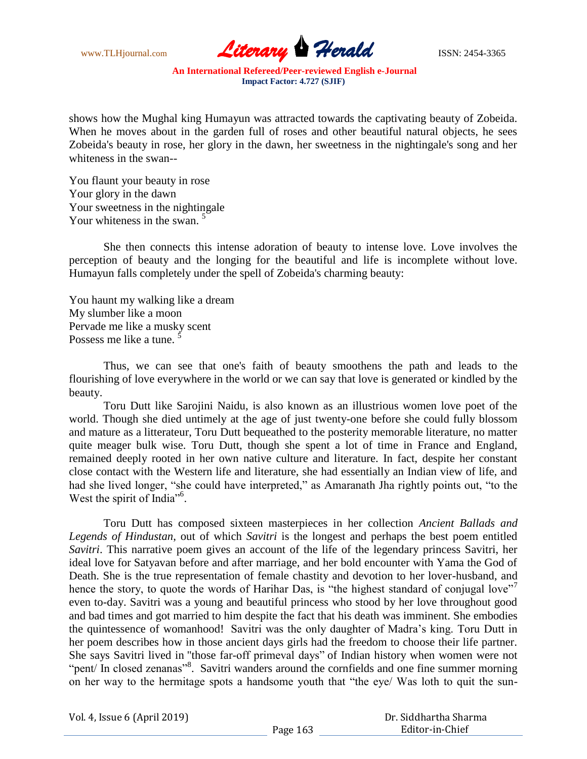shows how the Mughal king Humayun was attracted towards the captivating beauty of Zobeida. When he moves about in the garden full of roses and other beautiful natural objects, he sees Zobeida's beauty in rose, her glory in the dawn, her sweetness in the nightingale's song and her whiteness in the swan--

You flaunt your beauty in rose  
Your glory in the dawn  
Your sweetness in the nightingale  
Your whiteness in the swan. [5]

She then connects this intense adoration of beauty to intense love. Love involves the perception of beauty and the longing for the beautiful and life is incomplete without love. Humayun falls completely under the spell of Zobeida's charming beauty:

You haunt my walking like a dream  
My slumber like a moon  
Pervade me like a musky scent  
Possess me like a tune. [5]

Thus, we can see that one's faith of beauty smoothens the path and leads to the flourishing of love everywhere in the world or we can say that love is generated or kindled by the beauty.

Toru Dutt like Sarojini Naidu, is also known as an illustrious women love poet of the world. Though she died untimely at the age of just twenty-one before she could fully blossom and mature as a litterateur, Toru Dutt bequeathed to the posterity memorable literature, no matter quite meager bulk wise. Toru Dutt, though she spent a lot of time in France and England, remained deeply rooted in her own native culture and literature. In fact, despite her constant close contact with the Western life and literature, she had essentially an Indian view of life, and had she lived longer, "she could have interpreted," as Amaranath Jha rightly points out, "to the West the spirit of India"[6].

Toru Dutt has composed sixteen masterpieces in her collection *Ancient Ballads and Legends of Hindustan*, out of which *Savitri* is the longest and perhaps the best poem entitled *Savitri*. This narrative poem gives an account of the life of the legendary princess Savitri, her ideal love for Satyavan before and after marriage, and her bold encounter with Yama the God of Death. She is the true representation of female chastity and devotion to her lover-husband, and hence the story, to quote the words of Harihar Das, is "the highest standard of conjugal love"[7] even to-day. Savitri was a young and beautiful princess who stood by her love throughout good and bad times and got married to him despite the fact that his death was imminent. She embodies the quintessence of womanhood! Savitri was the only daughter of Madra's king. Toru Dutt in her poem describes how in those ancient days girls had the freedom to choose their life partner. She says Savitri lived in "those far-off primeval days" of Indian history when women were not "pent/ In closed zenanas"[8]. Savitri wanders around the cornfields and one fine summer morning on her way to the hermitage spots a handsome youth that "the eye/ Was loth to quit the sun-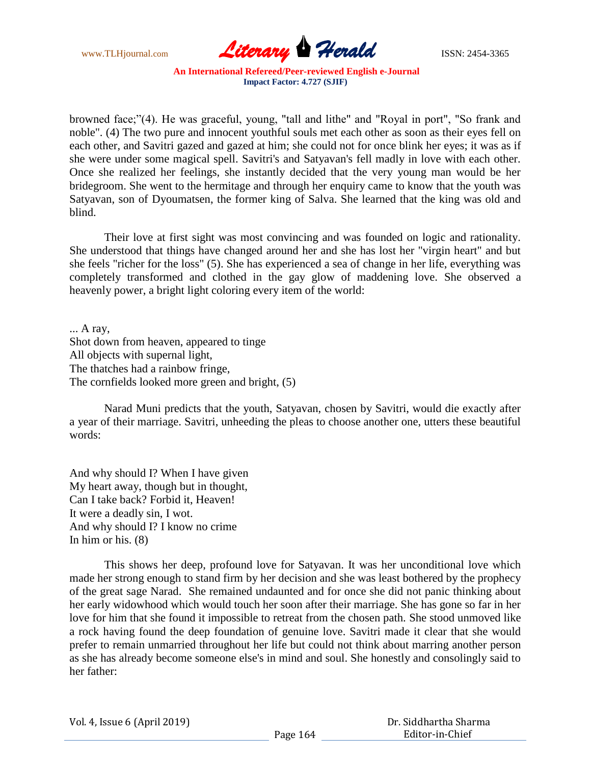browned face;"(4). He was graceful, young, "tall and lithe" and "Royal in port", "So frank and noble". (4) The two pure and innocent youthful souls met each other as soon as their eyes fell on each other, and Savitri gazed and gazed at him; she could not for once blink her eyes; it was as if she were under some magical spell. Savitri's and Satyavan's fell madly in love with each other. Once she realized her feelings, she instantly decided that the very young man would be her bridegroom. She went to the hermitage and through her enquiry came to know that the youth was Satyavan, son of Dyoumatsen, the former king of Salva. She learned that the king was old and blind.

Their love at first sight was most convincing and was founded on logic and rationality. She understood that things have changed around her and she has lost her "virgin heart" and but she feels "richer for the loss" (5). She has experienced a sea of change in her life, everything was completely transformed and clothed in the gay glow of maddening love. She observed a heavenly power, a bright light coloring every item of the world:

... A ray,  
Shot down from heaven, appeared to tinge  
All objects with supernal light,  
The thatches had a rainbow fringe,  
The cornfields looked more green and bright, (5)

Narad Muni predicts that the youth, Satyavan, chosen by Savitri, would die exactly after a year of their marriage. Savitri, unheeding the pleas to choose another one, utters these beautiful words:

And why should I? When I have given  
My heart away, though but in thought,  
Can I take back? Forbid it, Heaven!  
It were a deadly sin, I wot.  
And why should I? I know no crime  
In him or his. (8)

This shows her deep, profound love for Satyavan. It was her unconditional love which made her strong enough to stand firm by her decision and she was least bothered by the prophecy of the great sage Narad. She remained undaunted and for once she did not panic thinking about her early widowhood which would touch her soon after their marriage. She has gone so far in her love for him that she found it impossible to retreat from the chosen path. She stood unmoved like a rock having found the deep foundation of genuine love. Savitri made it clear that she would prefer to remain unmarried throughout her life but could not think about marring another person as she has already become someone else's in mind and soul. She honestly and consolingly said to her father: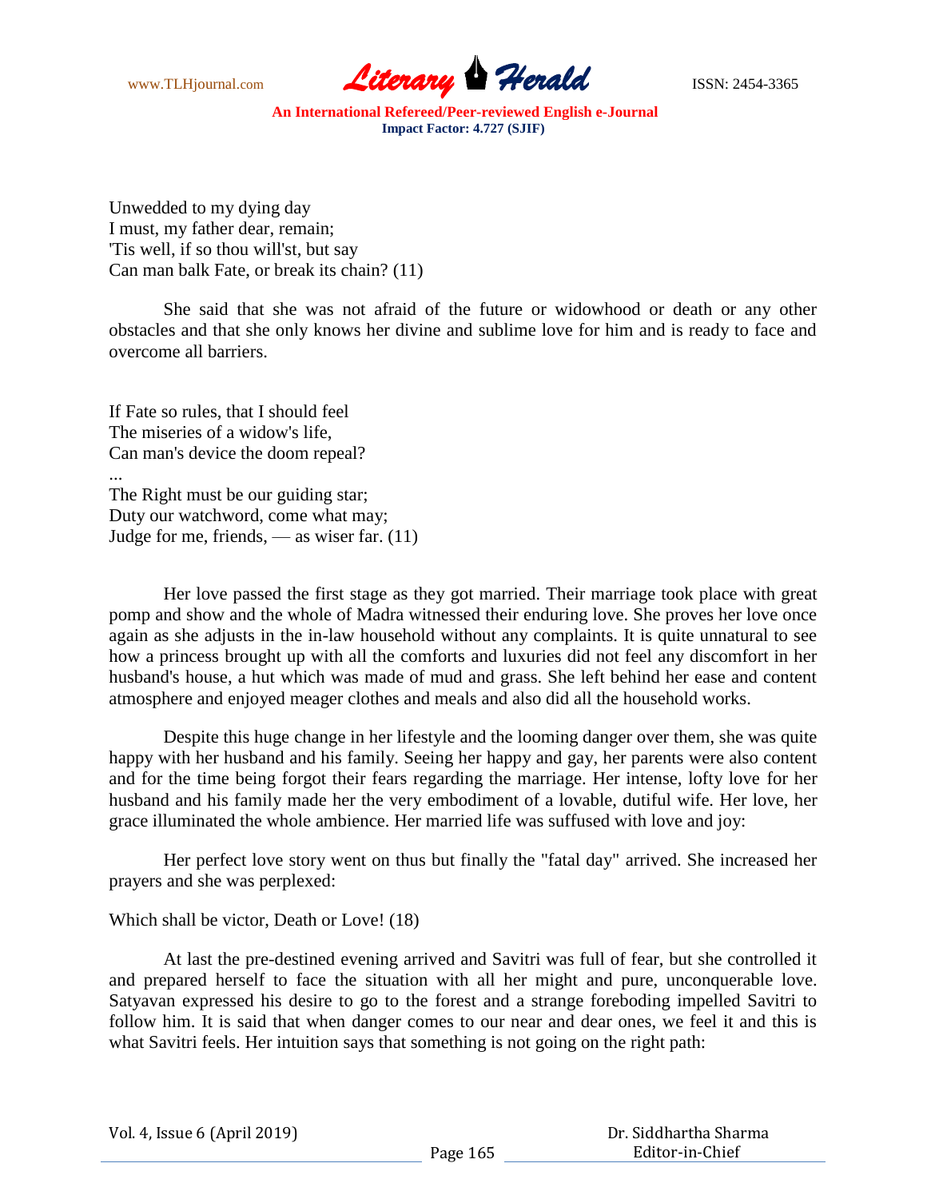Unwedded to my dying day  
I must, my father dear, remain;  
'Tis well, if so thou will'st, but say  
Can man balk Fate, or break its chain? (11)

She said that she was not afraid of the future or widowhood or death or any other obstacles and that she only knows her divine and sublime love for him and is ready to face and overcome all barriers.

If Fate so rules, that I should feel  
The miseries of a widow's life,  
Can man's device the doom repeal?  
...  
The Right must be our guiding star;  
Duty our watchword, come what may;  
Judge for me, friends, — as wiser far. (11)

Her love passed the first stage as they got married. Their marriage took place with great pomp and show and the whole of Madra witnessed their enduring love. She proves her love once again as she adjusts in the in-law household without any complaints. It is quite unnatural to see how a princess brought up with all the comforts and luxuries did not feel any discomfort in her husband's house, a hut which was made of mud and grass. She left behind her ease and content atmosphere and enjoyed meager clothes and meals and also did all the household works.

Despite this huge change in her lifestyle and the looming danger over them, she was quite happy with her husband and his family. Seeing her happy and gay, her parents were also content and for the time being forgot their fears regarding the marriage. Her intense, lofty love for her husband and his family made her the very embodiment of a lovable, dutiful wife. Her love, her grace illuminated the whole ambience. Her married life was suffused with love and joy:

Her perfect love story went on thus but finally the "fatal day" arrived. She increased her prayers and she was perplexed:

Which shall be victor, Death or Love! (18)

At last the pre-destined evening arrived and Savitri was full of fear, but she controlled it and prepared herself to face the situation with all her might and pure, unconquerable love. Satyavan expressed his desire to go to the forest and a strange foreboding impelled Savitri to follow him. It is said that when danger comes to our near and dear ones, we feel it and this is what Savitri feels. Her intuition says that something is not going on the right path: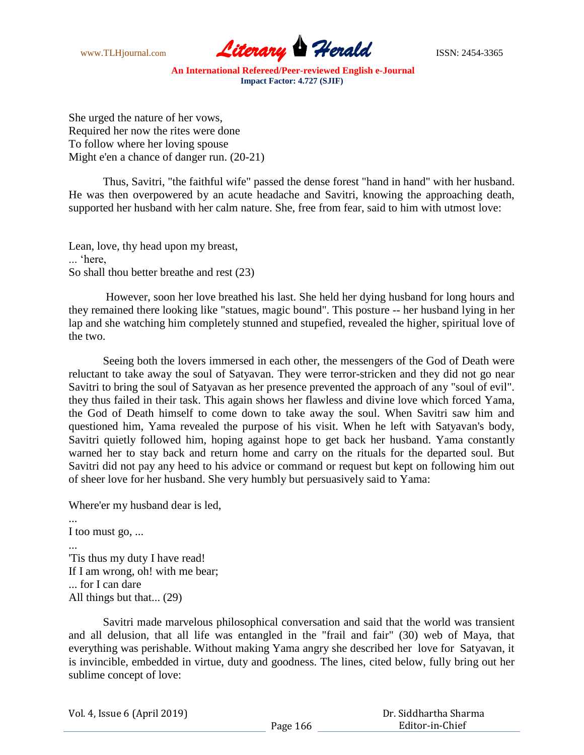She urged the nature of her vows,  
Required her now the rites were done  
To follow where her loving spouse  
Might e'en a chance of danger run. (20-21)

Thus, Savitri, "the faithful wife" passed the dense forest "hand in hand" with her husband. He was then overpowered by an acute headache and Savitri, knowing the approaching death, supported her husband with her calm nature. She, free from fear, said to him with utmost love:

Lean, love, thy head upon my breast,  
... 'here,  
So shall thou better breathe and rest (23)

However, soon her love breathed his last. She held her dying husband for long hours and they remained there looking like "statues, magic bound". This posture -- her husband lying in her lap and she watching him completely stunned and stupefied, revealed the higher, spiritual love of the two.

Seeing both the lovers immersed in each other, the messengers of the God of Death were reluctant to take away the soul of Satyavan. They were terror-stricken and they did not go near Savitri to bring the soul of Satyavan as her presence prevented the approach of any "soul of evil". they thus failed in their task. This again shows her flawless and divine love which forced Yama, the God of Death himself to come down to take away the soul. When Savitri saw him and questioned him, Yama revealed the purpose of his visit. When he left with Satyavan's body, Savitri quietly followed him, hoping against hope to get back her husband. Yama constantly warned her to stay back and return home and carry on the rituals for the departed soul. But Savitri did not pay any heed to his advice or command or request but kept on following him out of sheer love for her husband. She very humbly but persuasively said to Yama:

Where'er my husband dear is led,  
...  
I too must go, ...  
...  
'Tis thus my duty I have read!  
If I am wrong, oh! with me bear;  
... for I can dare  
All things but that... (29)

Savitri made marvelous philosophical conversation and said that the world was transient and all delusion, that all life was entangled in the "frail and fair" (30) web of Maya, that everything was perishable. Without making Yama angry she described her love for Satyavan, it is invincible, embedded in virtue, duty and goodness. The lines, cited below, fully bring out her sublime concept of love: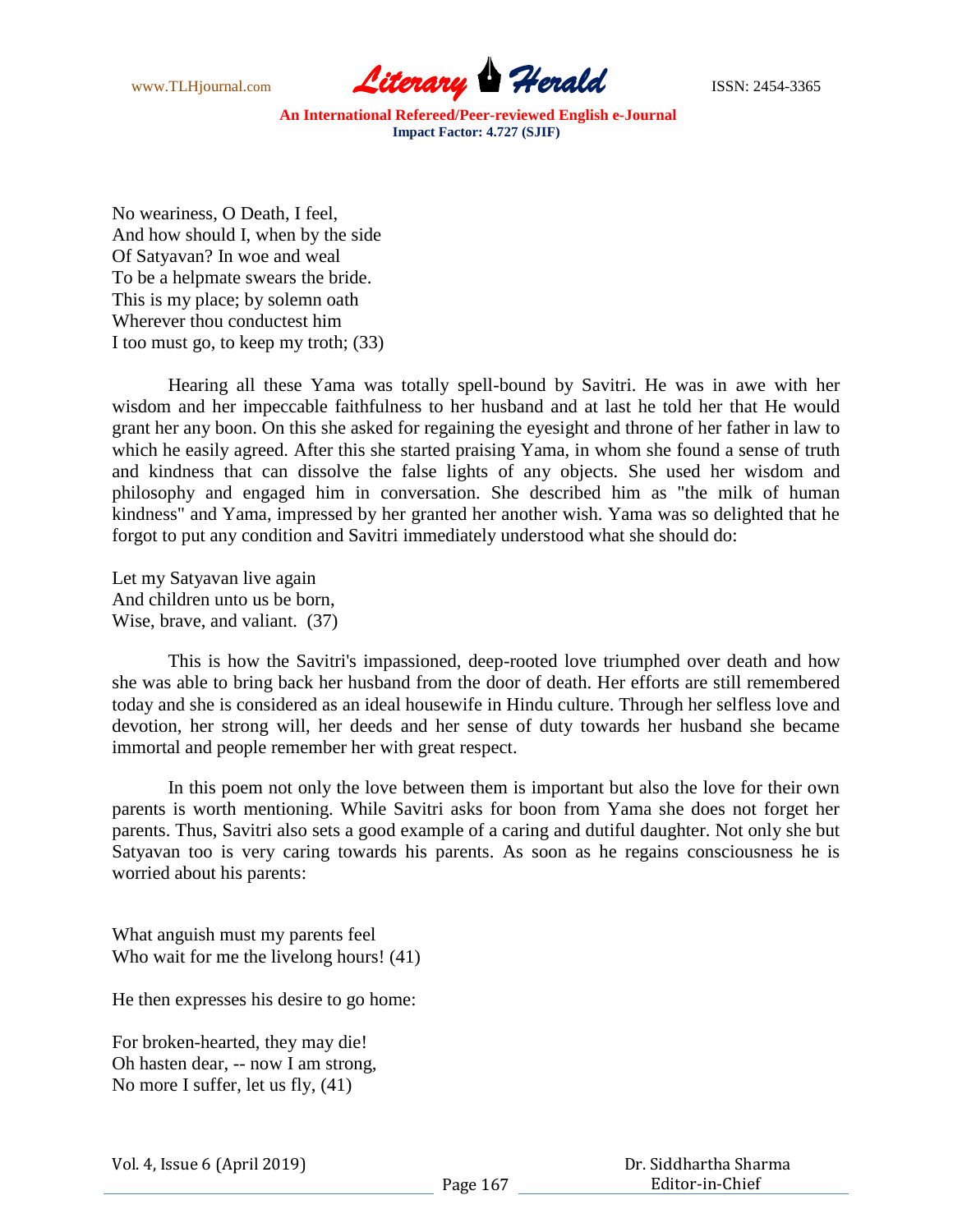No weariness, O Death, I feel,  
And how should I, when by the side  
Of Satyavan? In woe and weal  
To be a helpmate swears the bride.  
This is my place; by solemn oath  
Wherever thou conductest him  
I too must go, to keep my troth; (33)

Hearing all these Yama was totally spell-bound by Savitri. He was in awe with her wisdom and her impeccable faithfulness to her husband and at last he told her that He would grant her any boon. On this she asked for regaining the eyesight and throne of her father in law to which he easily agreed. After this she started praising Yama, in whom she found a sense of truth and kindness that can dissolve the false lights of any objects. She used her wisdom and philosophy and engaged him in conversation. She described him as "the milk of human kindness" and Yama, impressed by her granted her another wish. Yama was so delighted that he forgot to put any condition and Savitri immediately understood what she should do:

Let my Satyavan live again  
And children unto us be born,  
Wise, brave, and valiant. (37)

This is how the Savitri's impassioned, deep-rooted love triumphed over death and how she was able to bring back her husband from the door of death. Her efforts are still remembered today and she is considered as an ideal housewife in Hindu culture. Through her selfless love and devotion, her strong will, her deeds and her sense of duty towards her husband she became immortal and people remember her with great respect.

In this poem not only the love between them is important but also the love for their own parents is worth mentioning. While Savitri asks for boon from Yama she does not forget her parents. Thus, Savitri also sets a good example of a caring and dutiful daughter. Not only she but Satyavan too is very caring towards his parents. As soon as he regains consciousness he is worried about his parents:

What anguish must my parents feel  
Who wait for me the livelong hours! (41)

He then expresses his desire to go home:

For broken-hearted, they may die!  
Oh hasten dear, -- now I am strong,  
No more I suffer, let us fly, (41)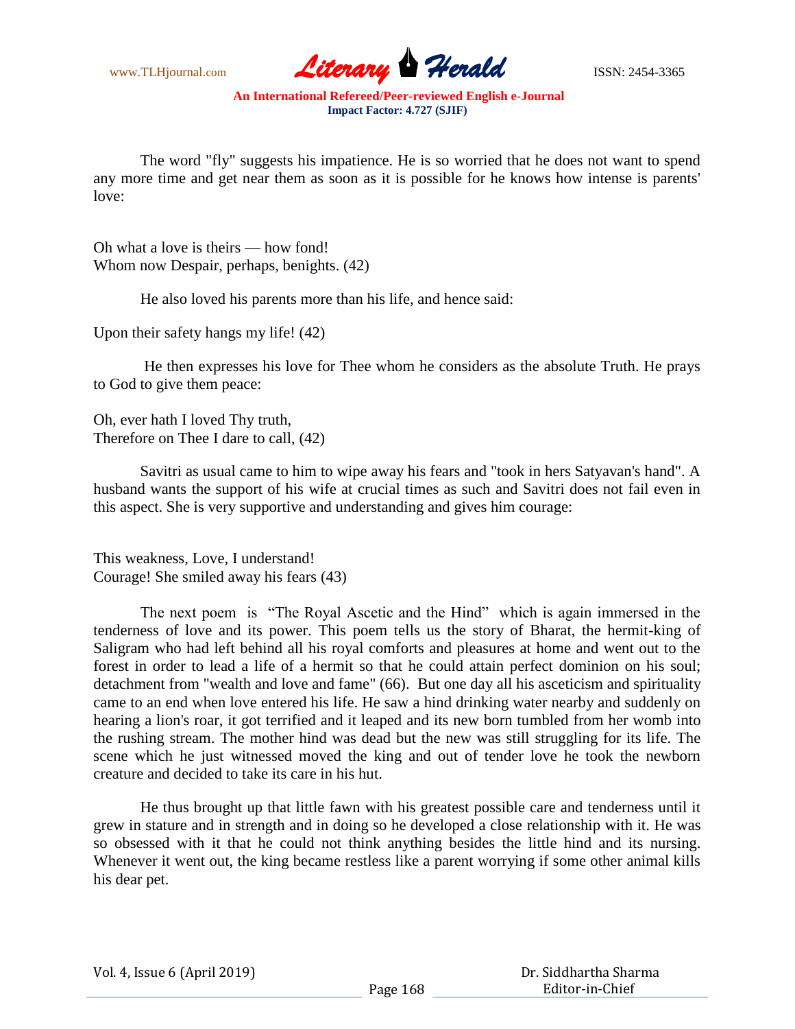The word "fly" suggests his impatience. He is so worried that he does not want to spend any more time and get near them as soon as it is possible for he knows how intense is parents' love:

Oh what a love is theirs — how fond!
Whom now Despair, perhaps, benights. (42)

He also loved his parents more than his life, and hence said:

Upon their safety hangs my life! (42)

He then expresses his love for Thee whom he considers as the absolute Truth. He prays to God to give them peace:

Oh, ever hath I loved Thy truth,
Therefore on Thee I dare to call, (42)

Savitri as usual came to him to wipe away his fears and "took in hers Satyavan's hand". A husband wants the support of his wife at crucial times as such and Savitri does not fail even in this aspect. She is very supportive and understanding and gives him courage:

This weakness, Love, I understand!
Courage! She smiled away his fears (43)

The next poem is "The Royal Ascetic and the Hind" which is again immersed in the tenderness of love and its power. This poem tells us the story of Bharat, the hermit-king of Saligram who had left behind all his royal comforts and pleasures at home and went out to the forest in order to lead a life of a hermit so that he could attain perfect dominion on his soul; detachment from "wealth and love and fame" (66). But one day all his asceticism and spirituality came to an end when love entered his life. He saw a hind drinking water nearby and suddenly on hearing a lion's roar, it got terrified and it leaped and its new born tumbled from her womb into the rushing stream. The mother hind was dead but the new was still struggling for its life. The scene which he just witnessed moved the king and out of tender love he took the newborn creature and decided to take its care in his hut.

He thus brought up that little fawn with his greatest possible care and tenderness until it grew in stature and in strength and in doing so he developed a close relationship with it. He was so obsessed with it that he could not think anything besides the little hind and its nursing. Whenever it went out, the king became restless like a parent worrying if some other animal kills his dear pet.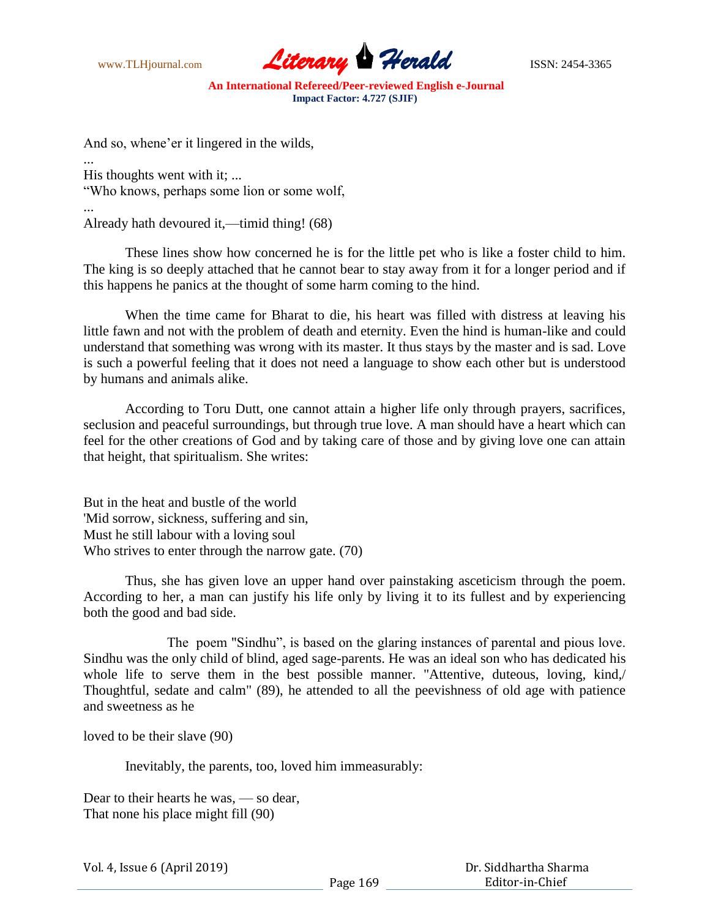And so, whene'er it lingered in the wilds,
...
His thoughts went with it; ...
"Who knows, perhaps some lion or some wolf,
...
Already hath devoured it,—timid thing! (68)

These lines show how concerned he is for the little pet who is like a foster child to him. The king is so deeply attached that he cannot bear to stay away from it for a longer period and if this happens he panics at the thought of some harm coming to the hind.

When the time came for Bharat to die, his heart was filled with distress at leaving his little fawn and not with the problem of death and eternity. Even the hind is human-like and could understand that something was wrong with its master. It thus stays by the master and is sad. Love is such a powerful feeling that it does not need a language to show each other but is understood by humans and animals alike.

According to Toru Dutt, one cannot attain a higher life only through prayers, sacrifices, seclusion and peaceful surroundings, but through true love. A man should have a heart which can feel for the other creations of God and by taking care of those and by giving love one can attain that height, that spiritualism. She writes:

But in the heat and bustle of the world
'Mid sorrow, sickness, suffering and sin,
Must he still labour with a loving soul
Who strives to enter through the narrow gate. (70)

Thus, she has given love an upper hand over painstaking asceticism through the poem. According to her, a man can justify his life only by living it to its fullest and by experiencing both the good and bad side.

The poem "Sindhu", is based on the glaring instances of parental and pious love. Sindhu was the only child of blind, aged sage-parents. He was an ideal son who has dedicated his whole life to serve them in the best possible manner. "Attentive, duteous, loving, kind,/ Thoughtful, sedate and calm" (89), he attended to all the peevishness of old age with patience and sweetness as he

loved to be their slave (90)

Inevitably, the parents, too, loved him immeasurably:

Dear to their hearts he was, — so dear,
That none his place might fill (90)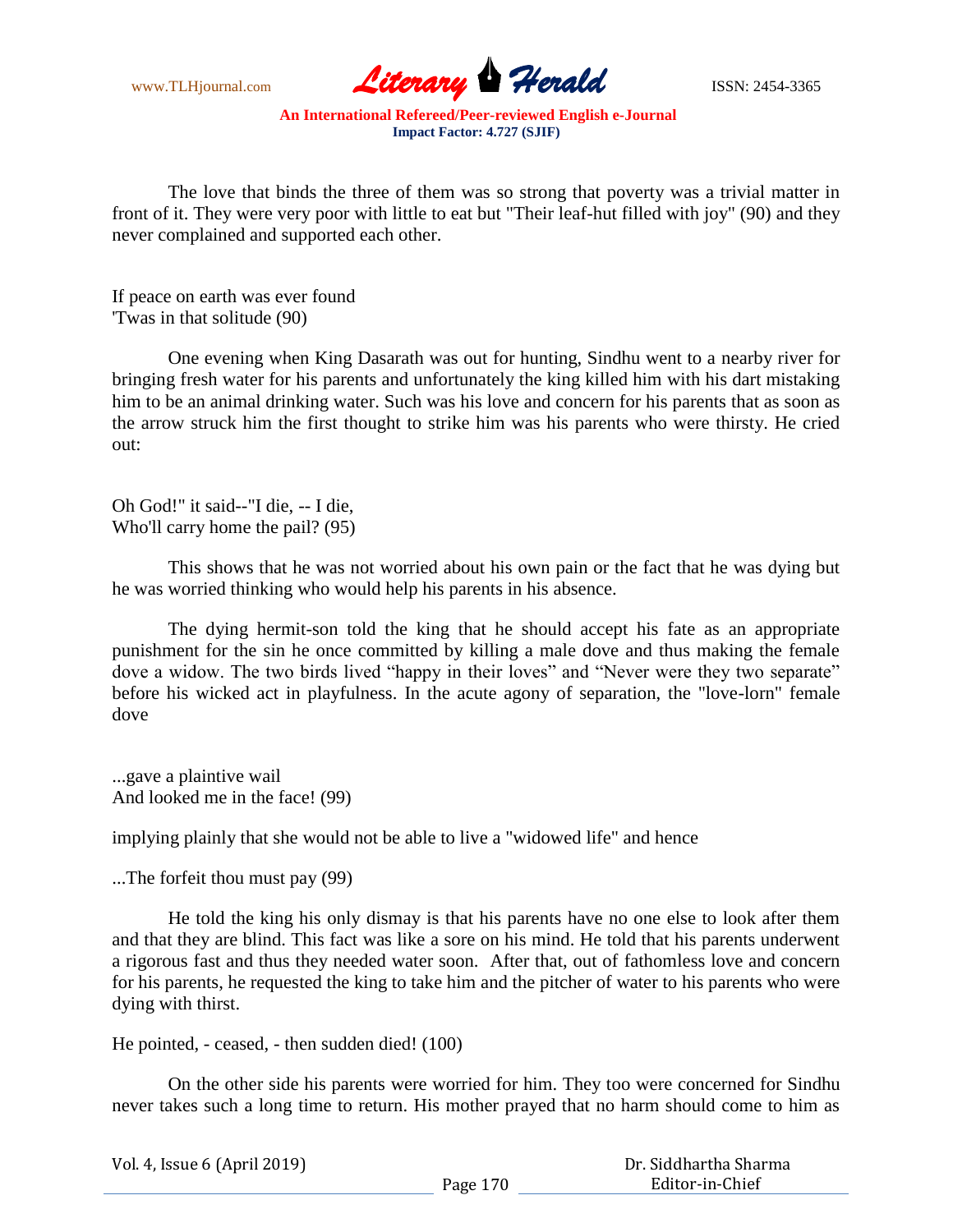The love that binds the three of them was so strong that poverty was a trivial matter in front of it. They were very poor with little to eat but "Their leaf-hut filled with joy" (90) and they never complained and supported each other.

If peace on earth was ever found
'Twas in that solitude (90)

One evening when King Dasarath was out for hunting, Sindhu went to a nearby river for bringing fresh water for his parents and unfortunately the king killed him with his dart mistaking him to be an animal drinking water. Such was his love and concern for his parents that as soon as the arrow struck him the first thought to strike him was his parents who were thirsty. He cried out:

Oh God!" it said--"I die, -- I die,
Who'll carry home the pail? (95)

This shows that he was not worried about his own pain or the fact that he was dying but he was worried thinking who would help his parents in his absence.

The dying hermit-son told the king that he should accept his fate as an appropriate punishment for the sin he once committed by killing a male dove and thus making the female dove a widow. The two birds lived "happy in their loves" and "Never were they two separate" before his wicked act in playfulness. In the acute agony of separation, the "love-lorn" female dove

...gave a plaintive wail
And looked me in the face! (99)

implying plainly that she would not be able to live a "widowed life" and hence

...The forfeit thou must pay (99)

He told the king his only dismay is that his parents have no one else to look after them and that they are blind. This fact was like a sore on his mind. He told that his parents underwent a rigorous fast and thus they needed water soon. After that, out of fathomless love and concern for his parents, he requested the king to take him and the pitcher of water to his parents who were dying with thirst.

He pointed, - ceased, - then sudden died! (100)

On the other side his parents were worried for him. They too were concerned for Sindhu never takes such a long time to return. His mother prayed that no harm should come to him as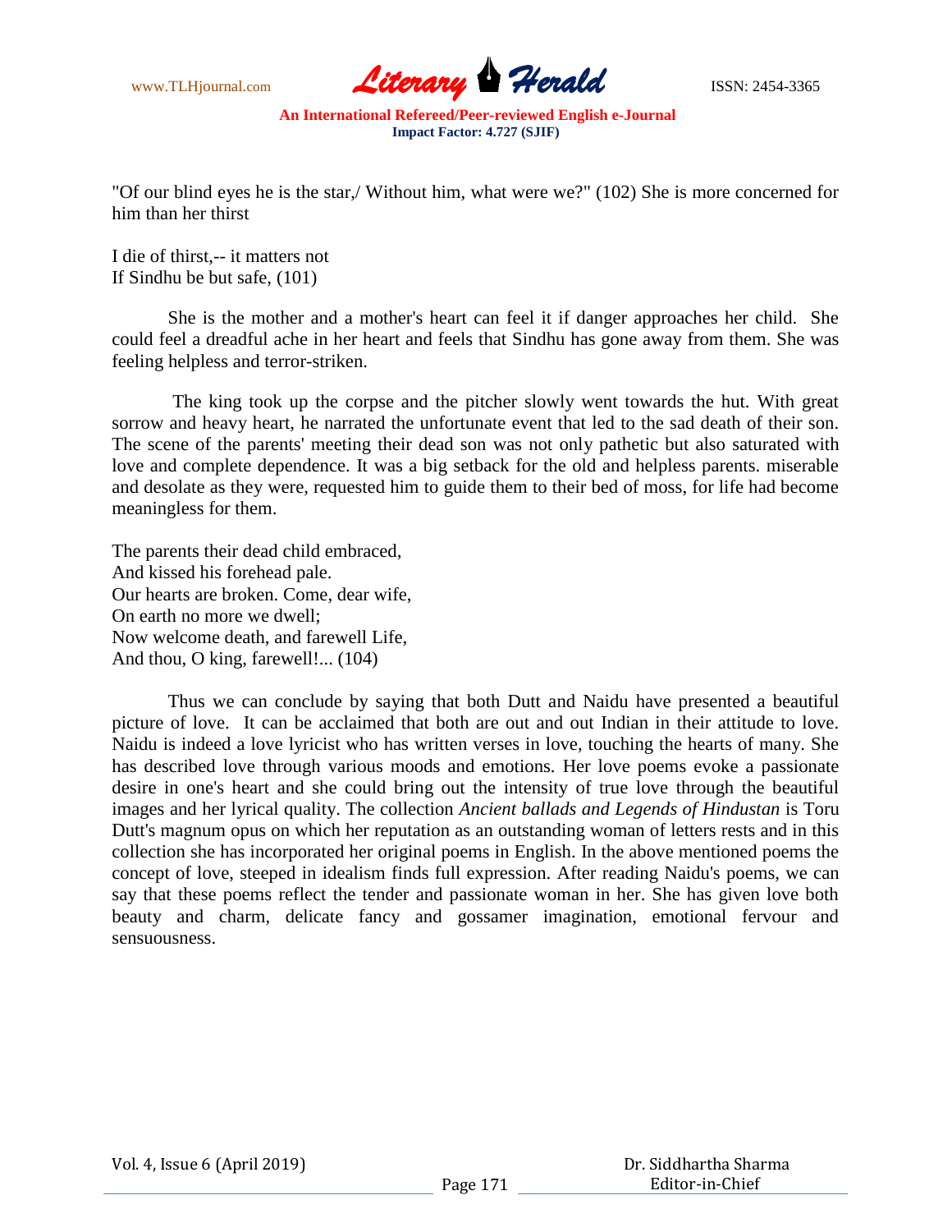"Of our blind eyes he is the star,/ Without him, what were we?" (102) She is more concerned for him than her thirst

I die of thirst,-- it matters not  
If Sindhu be but safe, (101)

She is the mother and a mother's heart can feel it if danger approaches her child. She could feel a dreadful ache in her heart and feels that Sindhu has gone away from them. She was feeling helpless and terror-striken.

The king took up the corpse and the pitcher slowly went towards the hut. With great sorrow and heavy heart, he narrated the unfortunate event that led to the sad death of their son. The scene of the parents' meeting their dead son was not only pathetic but also saturated with love and complete dependence. It was a big setback for the old and helpless parents. miserable and desolate as they were, requested him to guide them to their bed of moss, for life had become meaningless for them.

The parents their dead child embraced,  
And kissed his forehead pale.  
Our hearts are broken. Come, dear wife,  
On earth no more we dwell;  
Now welcome death, and farewell Life,  
And thou, O king, farewell!... (104)

Thus we can conclude by saying that both Dutt and Naidu have presented a beautiful picture of love. It can be acclaimed that both are out and out Indian in their attitude to love. Naidu is indeed a love lyricist who has written verses in love, touching the hearts of many. She has described love through various moods and emotions. Her love poems evoke a passionate desire in one's heart and she could bring out the intensity of true love through the beautiful images and her lyrical quality. The collection *Ancient ballads and Legends of Hindustan* is Toru Dutt's magnum opus on which her reputation as an outstanding woman of letters rests and in this collection she has incorporated her original poems in English. In the above mentioned poems the concept of love, steeped in idealism finds full expression. After reading Naidu's poems, we can say that these poems reflect the tender and passionate woman in her. She has given love both beauty and charm, delicate fancy and gossamer imagination, emotional fervour and sensuousness.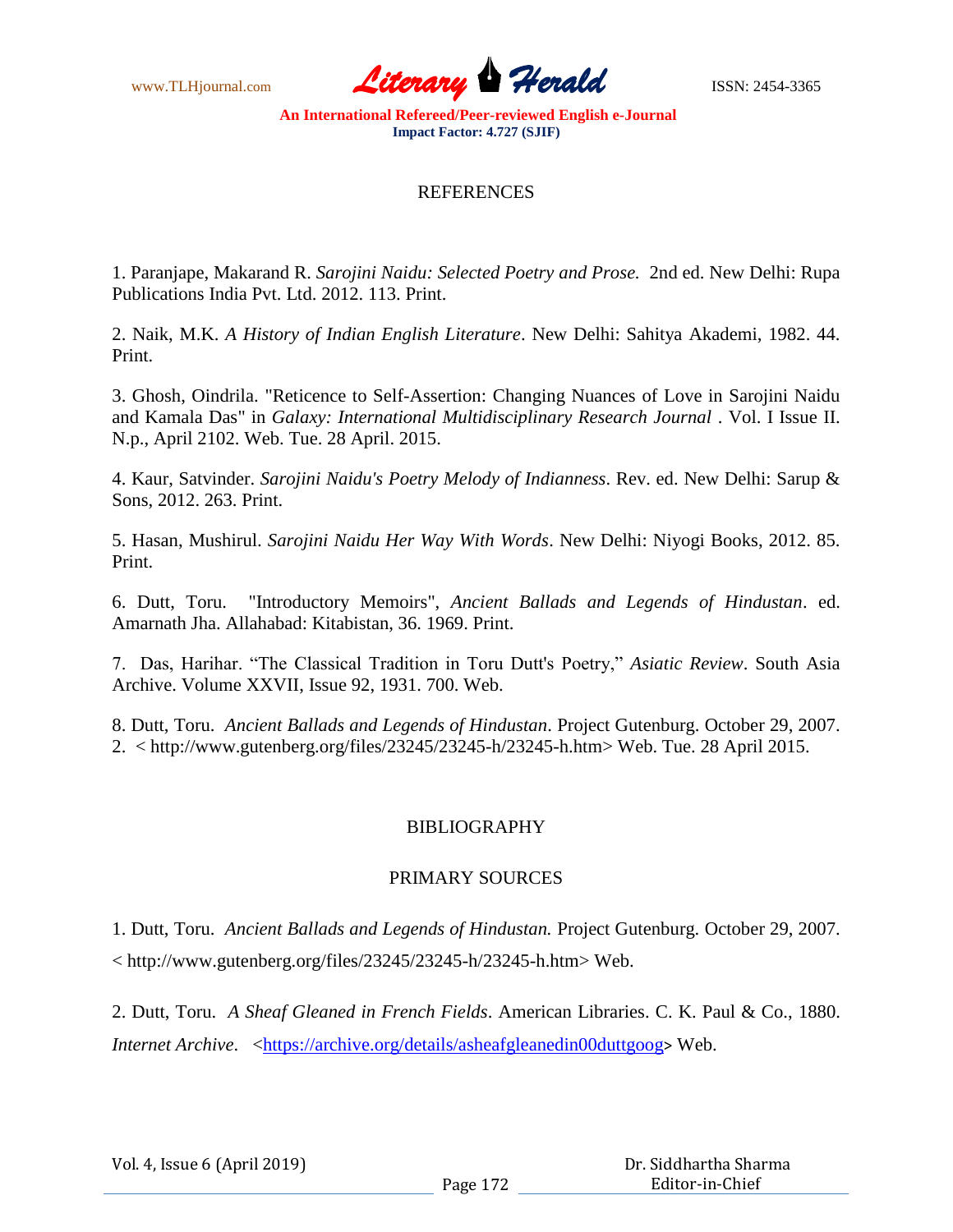## REFERENCES

1. Paranjape, Makarand R. *Sarojini Naidu: Selected Poetry and Prose.* 2nd ed. New Delhi: Rupa Publications India Pvt. Ltd. 2012. 113. Print.

2. Naik, M.K. *A History of Indian English Literature*. New Delhi: Sahitya Akademi, 1982. 44. Print.

3. Ghosh, Oindrila. "Reticence to Self-Assertion: Changing Nuances of Love in Sarojini Naidu and Kamala Das" in *Galaxy: International Multidisciplinary Research Journal* . Vol. I Issue II. N.p., April 2102. Web. Tue. 28 April. 2015.

4. Kaur, Satvinder. *Sarojini Naidu's Poetry Melody of Indianness*. Rev. ed. New Delhi: Sarup & Sons, 2012. 263. Print.

5. Hasan, Mushirul. *Sarojini Naidu Her Way With Words*. New Delhi: Niyogi Books, 2012. 85. Print.

6. Dutt, Toru. "Introductory Memoirs", *Ancient Ballads and Legends of Hindustan*. ed. Amarnath Jha. Allahabad: Kitabistan, 36. 1969. Print.

7. Das, Harihar. "The Classical Tradition in Toru Dutt's Poetry," *Asiatic Review*. South Asia Archive. Volume XXVII, Issue 92, 1931. 700. Web.

8. Dutt, Toru. *Ancient Ballads and Legends of Hindustan*. Project Gutenberg. October 29, 2007. 2. < http://www.gutenberg.org/files/23245/23245-h/23245-h.htm> Web. Tue. 28 April 2015.

## BIBLIOGRAPHY

### PRIMARY SOURCES

1. Dutt, Toru. *Ancient Ballads and Legends of Hindustan.* Project Gutenberg. October 29, 2007. < http://www.gutenberg.org/files/23245/23245-h/23245-h.htm> Web.

2. Dutt, Toru. *A Sheaf Gleaned in French Fields*. American Libraries. C. K. Paul & Co., 1880. *Internet Archive*. <https://archive.org/details/asheafgleanedin00duttgoog> Web.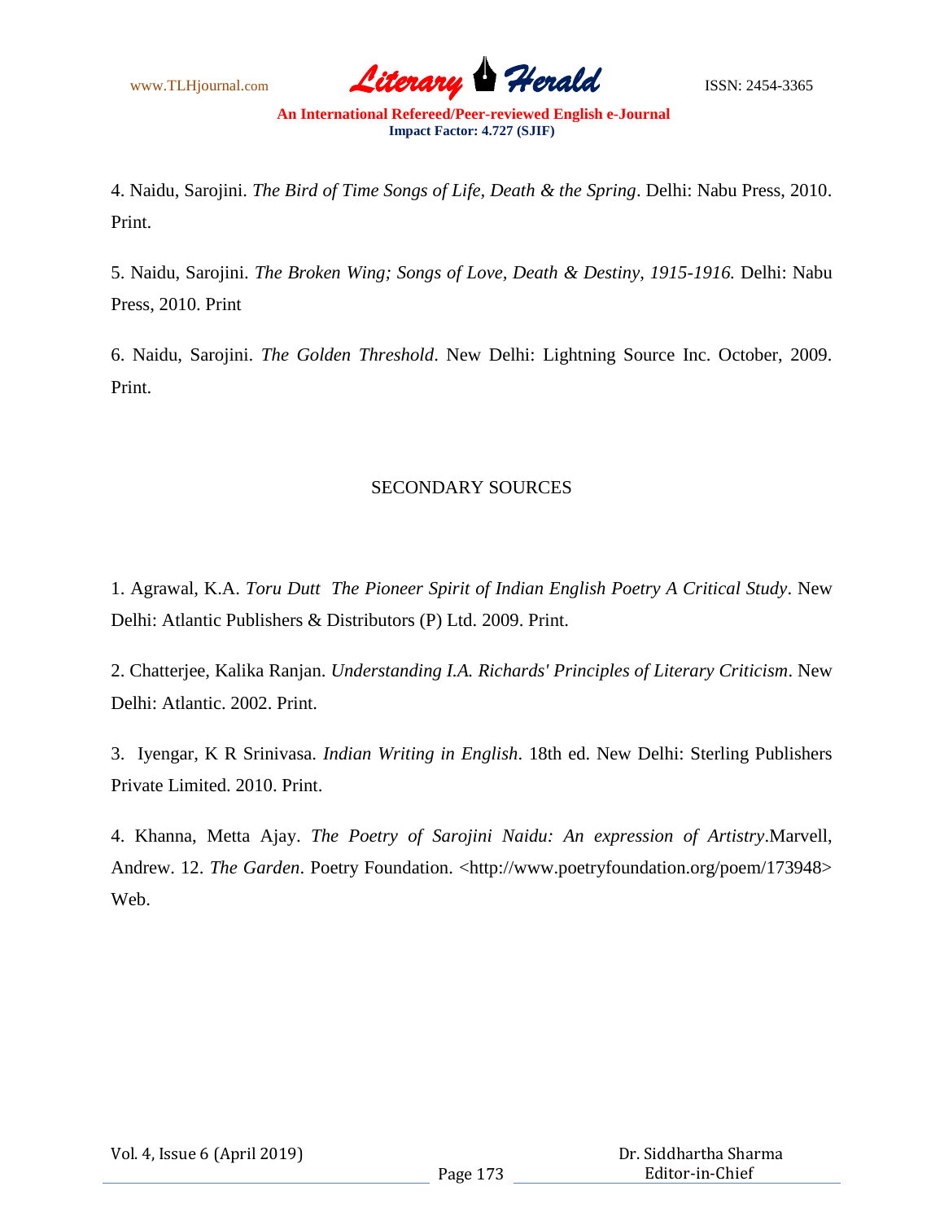4. Naidu, Sarojini. *The Bird of Time Songs of Life, Death & the Spring*. Delhi: Nabu Press, 2010. Print.

5. Naidu, Sarojini. *The Broken Wing; Songs of Love, Death & Destiny, 1915-1916.* Delhi: Nabu Press, 2010. Print

6. Naidu, Sarojini. *The Golden Threshold*. New Delhi: Lightning Source Inc. October, 2009. Print.

## SECONDARY SOURCES

1. Agrawal, K.A. *Toru Dutt The Pioneer Spirit of Indian English Poetry A Critical Study*. New Delhi: Atlantic Publishers & Distributors (P) Ltd. 2009. Print.

2. Chatterjee, Kalika Ranjan. *Understanding I.A. Richards' Principles of Literary Criticism*. New Delhi: Atlantic. 2002. Print.

3. Iyengar, K R Srinivasa. *Indian Writing in English*. 18th ed. New Delhi: Sterling Publishers Private Limited. 2010. Print.

4. Khanna, Metta Ajay. *The Poetry of Sarojini Naidu: An expression of Artistry*.Marvell, Andrew. 12. *The Garden*. Poetry Foundation. <http://www.poetryfoundation.org/poem/173948> Web.